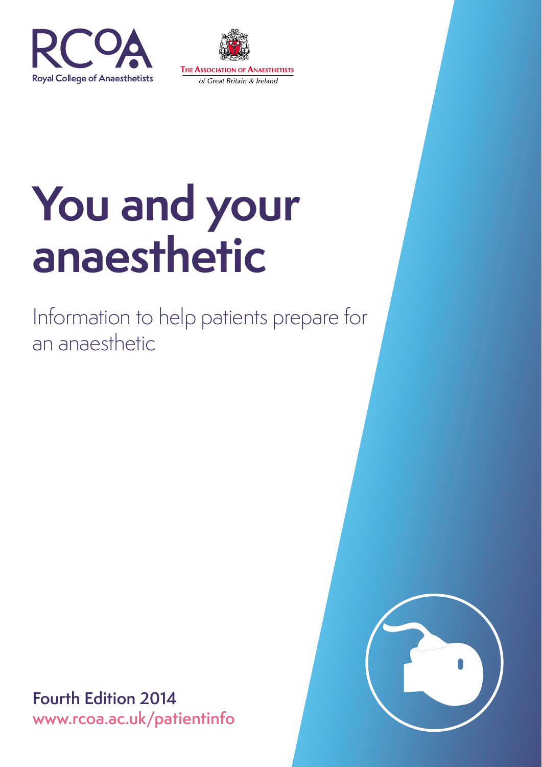RCoA
Royal College of Anaesthetists

THE ASSOCIATION OF ANAESTHETISTS
*of Great Britain & Ireland*

# You and your anaesthetic

## Information to help patients prepare for an anaesthetic

**Fourth Edition 2014**
**www.rcoa.ac.uk/patientinfo**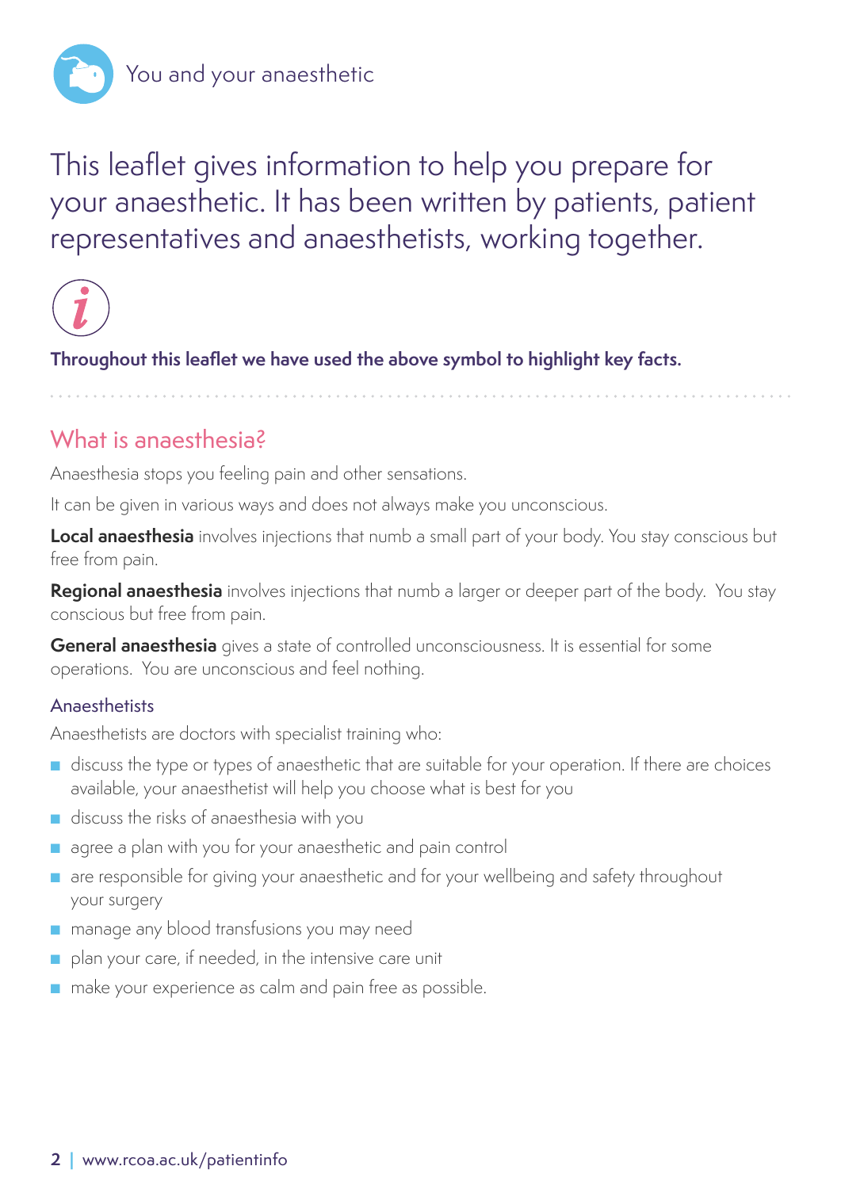You and your anaesthetic

This leaflet gives information to help you prepare for your anaesthetic. It has been written by patients, patient representatives and anaesthetists, working together.

**Throughout this leaflet we have used the above symbol to highlight key facts.**

## What is anaesthesia?

Anaesthesia stops you feeling pain and other sensations.

It can be given in various ways and does not always make you unconscious.

**Local anaesthesia** involves injections that numb a small part of your body. You stay conscious but free from pain.

**Regional anaesthesia** involves injections that numb a larger or deeper part of the body. You stay conscious but free from pain.

**General anaesthesia** gives a state of controlled unconsciousness. It is essential for some operations. You are unconscious and feel nothing.

### Anaesthetists

Anaesthetists are doctors with specialist training who:

- discuss the type or types of anaesthetic that are suitable for your operation. If there are choices available, your anaesthetist will help you choose what is best for you
- discuss the risks of anaesthesia with you
- agree a plan with you for your anaesthetic and pain control
- are responsible for giving your anaesthetic and for your wellbeing and safety throughout your surgery
- manage any blood transfusions you may need
- plan your care, if needed, in the intensive care unit
- make your experience as calm and pain free as possible.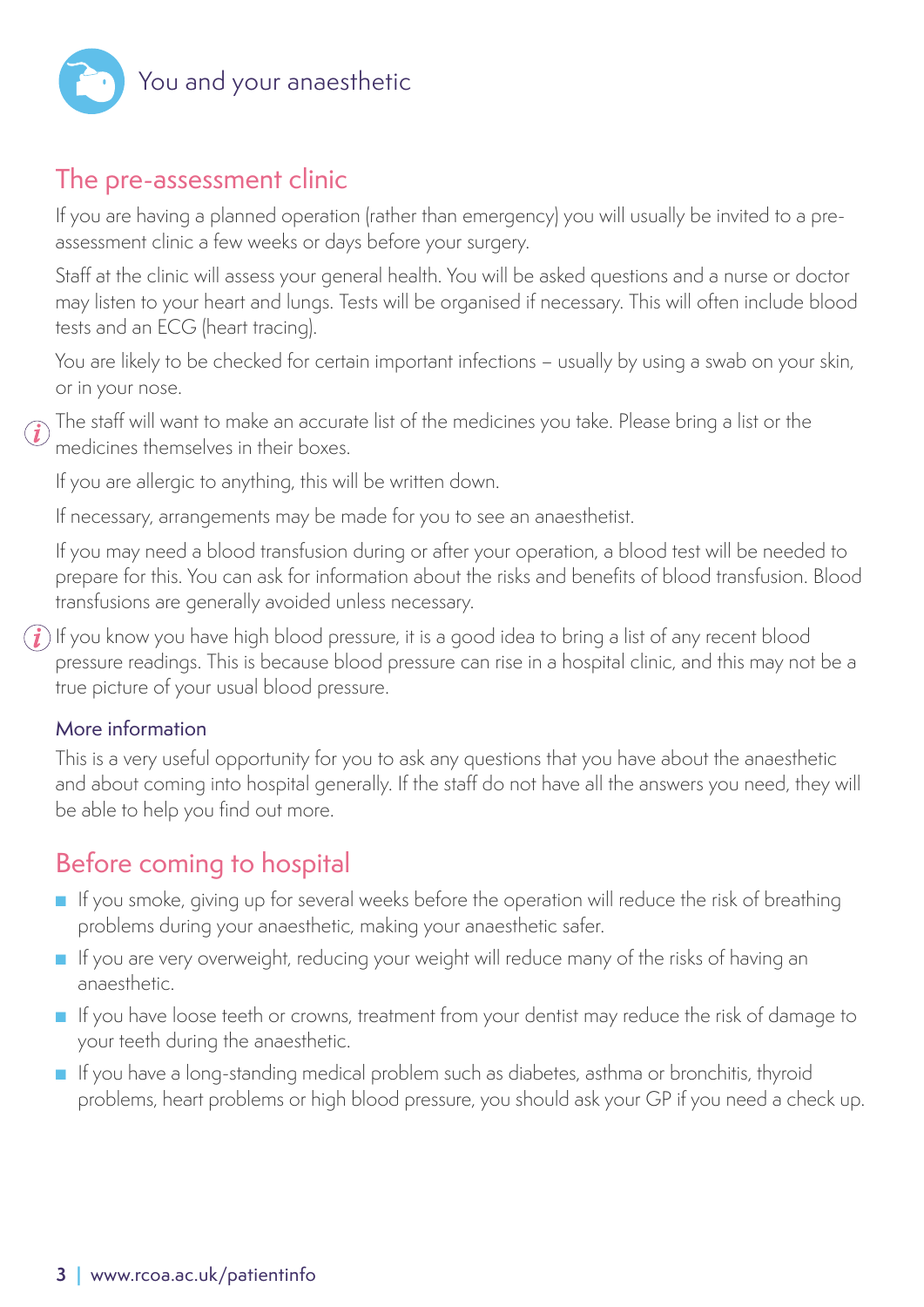## The pre-assessment clinic

If you are having a planned operation (rather than emergency) you will usually be invited to a pre-assessment clinic a few weeks or days before your surgery.

Staff at the clinic will assess your general health. You will be asked questions and a nurse or doctor may listen to your heart and lungs. Tests will be organised if necessary. This will often include blood tests and an ECG (heart tracing).

You are likely to be checked for certain important infections – usually by using a swab on your skin, or in your nose.

The staff will want to make an accurate list of the medicines you take. Please bring a list or the medicines themselves in their boxes.

If you are allergic to anything, this will be written down.

If necessary, arrangements may be made for you to see an anaesthetist.

If you may need a blood transfusion during or after your operation, a blood test will be needed to prepare for this. You can ask for information about the risks and benefits of blood transfusion. Blood transfusions are generally avoided unless necessary.

If you know you have high blood pressure, it is a good idea to bring a list of any recent blood pressure readings. This is because blood pressure can rise in a hospital clinic, and this may not be a true picture of your usual blood pressure.

### More information

This is a very useful opportunity for you to ask any questions that you have about the anaesthetic and about coming into hospital generally. If the staff do not have all the answers you need, they will be able to help you find out more.

## Before coming to hospital

- If you smoke, giving up for several weeks before the operation will reduce the risk of breathing problems during your anaesthetic, making your anaesthetic safer.
- If you are very overweight, reducing your weight will reduce many of the risks of having an anaesthetic.
- If you have loose teeth or crowns, treatment from your dentist may reduce the risk of damage to your teeth during the anaesthetic.
- If you have a long-standing medical problem such as diabetes, asthma or bronchitis, thyroid problems, heart problems or high blood pressure, you should ask your GP if you need a check up.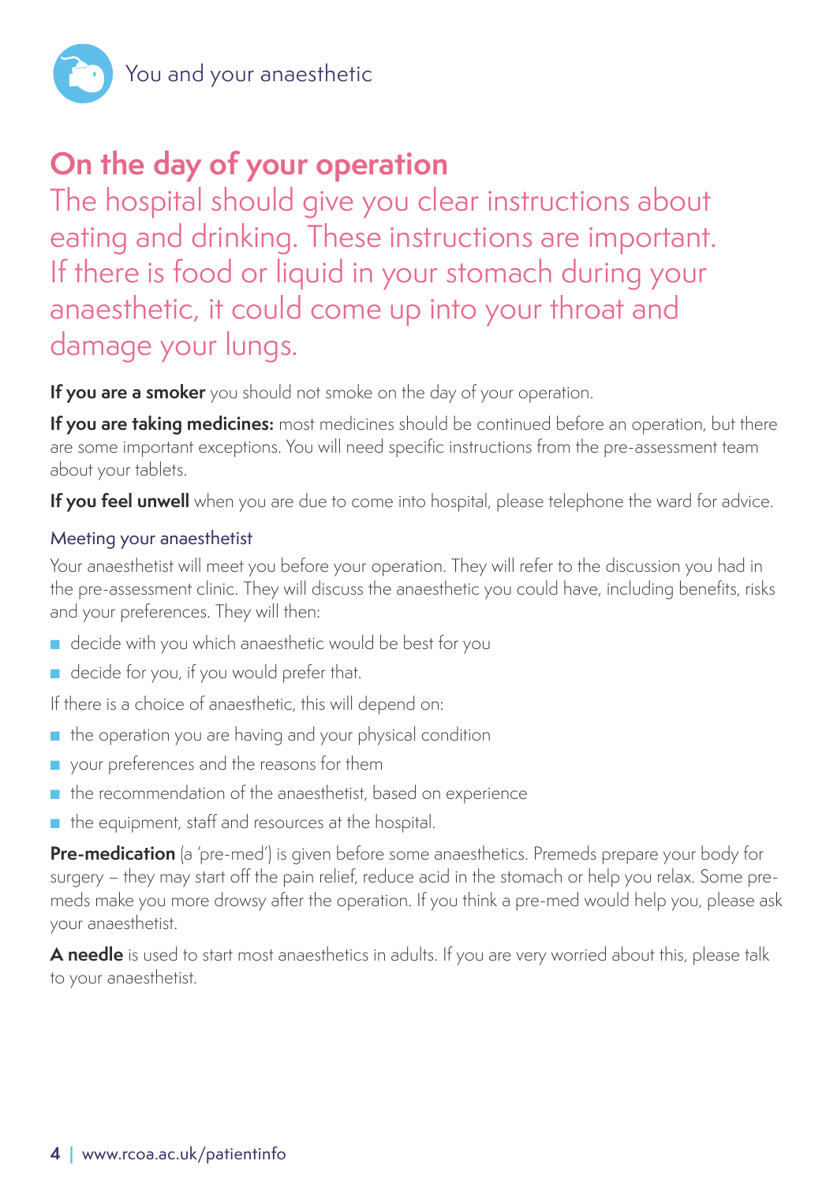## On the day of your operation

The hospital should give you clear instructions about eating and drinking. These instructions are important. If there is food or liquid in your stomach during your anaesthetic, it could come up into your throat and damage your lungs.

**If you are a smoker** you should not smoke on the day of your operation.

**If you are taking medicines:** most medicines should be continued before an operation, but there are some important exceptions. You will need specific instructions from the pre-assessment team about your tablets.

**If you feel unwell** when you are due to come into hospital, please telephone the ward for advice.

### Meeting your anaesthetist

Your anaesthetist will meet you before your operation. They will refer to the discussion you had in the pre-assessment clinic. They will discuss the anaesthetic you could have, including benefits, risks and your preferences. They will then:

- decide with you which anaesthetic would be best for you
- decide for you, if you would prefer that.

If there is a choice of anaesthetic, this will depend on:

- the operation you are having and your physical condition
- your preferences and the reasons for them
- the recommendation of the anaesthetist, based on experience
- the equipment, staff and resources at the hospital.

**Pre-medication** (a 'pre-med') is given before some anaesthetics. Premeds prepare your body for surgery – they may start off the pain relief, reduce acid in the stomach or help you relax. Some pre-meds make you more drowsy after the operation. If you think a pre-med would help you, please ask your anaesthetist.

**A needle** is used to start most anaesthetics in adults. If you are very worried about this, please talk to your anaesthetist.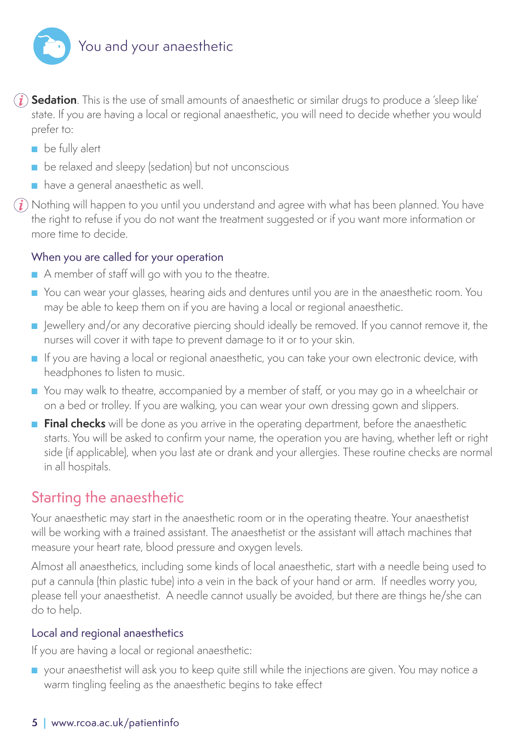**Sedation**. This is the use of small amounts of anaesthetic or similar drugs to produce a 'sleep like' state. If you are having a local or regional anaesthetic, you will need to decide whether you would prefer to:

- be fully alert
- be relaxed and sleepy (sedation) but not unconscious
- have a general anaesthetic as well.

Nothing will happen to you until you understand and agree with what has been planned. You have the right to refuse if you do not want the treatment suggested or if you want more information or more time to decide.

### When you are called for your operation

- A member of staff will go with you to the theatre.
- You can wear your glasses, hearing aids and dentures until you are in the anaesthetic room. You may be able to keep them on if you are having a local or regional anaesthetic.
- Jewellery and/or any decorative piercing should ideally be removed. If you cannot remove it, the nurses will cover it with tape to prevent damage to it or to your skin.
- If you are having a local or regional anaesthetic, you can take your own electronic device, with headphones to listen to music.
- You may walk to theatre, accompanied by a member of staff, or you may go in a wheelchair or on a bed or trolley. If you are walking, you can wear your own dressing gown and slippers.
- **Final checks** will be done as you arrive in the operating department, before the anaesthetic starts. You will be asked to confirm your name, the operation you are having, whether left or right side (if applicable), when you last ate or drank and your allergies. These routine checks are normal in all hospitals.

## Starting the anaesthetic

Your anaesthetic may start in the anaesthetic room or in the operating theatre. Your anaesthetist will be working with a trained assistant. The anaesthetist or the assistant will attach machines that measure your heart rate, blood pressure and oxygen levels.

Almost all anaesthetics, including some kinds of local anaesthetic, start with a needle being used to put a cannula (thin plastic tube) into a vein in the back of your hand or arm. If needles worry you, please tell your anaesthetist. A needle cannot usually be avoided, but there are things he/she can do to help.

### Local and regional anaesthetics

If you are having a local or regional anaesthetic:

- your anaesthetist will ask you to keep quite still while the injections are given. You may notice a warm tingling feeling as the anaesthetic begins to take effect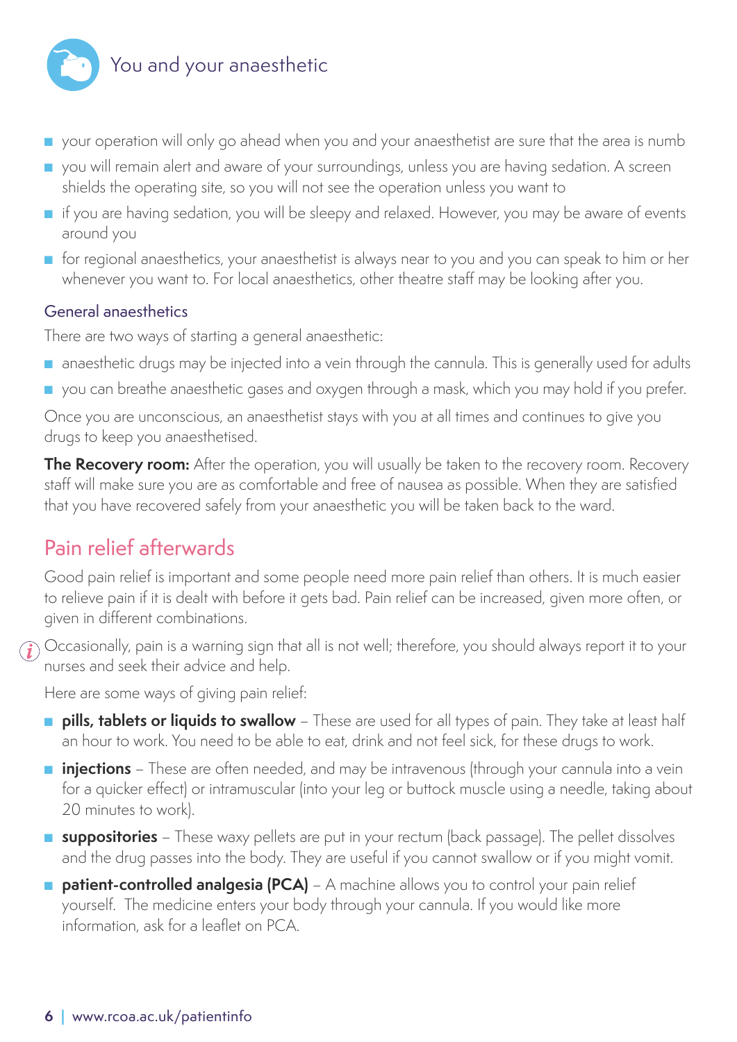- your operation will only go ahead when you and your anaesthetist are sure that the area is numb
- you will remain alert and aware of your surroundings, unless you are having sedation. A screen shields the operating site, so you will not see the operation unless you want to
- if you are having sedation, you will be sleepy and relaxed. However, you may be aware of events around you
- for regional anaesthetics, your anaesthetist is always near to you and you can speak to him or her whenever you want to. For local anaesthetics, other theatre staff may be looking after you.

### General anaesthetics

There are two ways of starting a general anaesthetic:

- anaesthetic drugs may be injected into a vein through the cannula. This is generally used for adults
- you can breathe anaesthetic gases and oxygen through a mask, which you may hold if you prefer.

Once you are unconscious, an anaesthetist stays with you at all times and continues to give you drugs to keep you anaesthetised.

**The Recovery room:** After the operation, you will usually be taken to the recovery room. Recovery staff will make sure you are as comfortable and free of nausea as possible. When they are satisfied that you have recovered safely from your anaesthetic you will be taken back to the ward.

## Pain relief afterwards

Good pain relief is important and some people need more pain relief than others. It is much easier to relieve pain if it is dealt with before it gets bad. Pain relief can be increased, given more often, or given in different combinations.

Occasionally, pain is a warning sign that all is not well; therefore, you should always report it to your nurses and seek their advice and help.

Here are some ways of giving pain relief:

- **pills, tablets or liquids to swallow** – These are used for all types of pain. They take at least half an hour to work. You need to be able to eat, drink and not feel sick, for these drugs to work.
- **injections** – These are often needed, and may be intravenous (through your cannula into a vein for a quicker effect) or intramuscular (into your leg or buttock muscle using a needle, taking about 20 minutes to work).
- **suppositories** – These waxy pellets are put in your rectum (back passage). The pellet dissolves and the drug passes into the body. They are useful if you cannot swallow or if you might vomit.
- **patient-controlled analgesia (PCA)** – A machine allows you to control your pain relief yourself. The medicine enters your body through your cannula. If you would like more information, ask for a leaflet on PCA.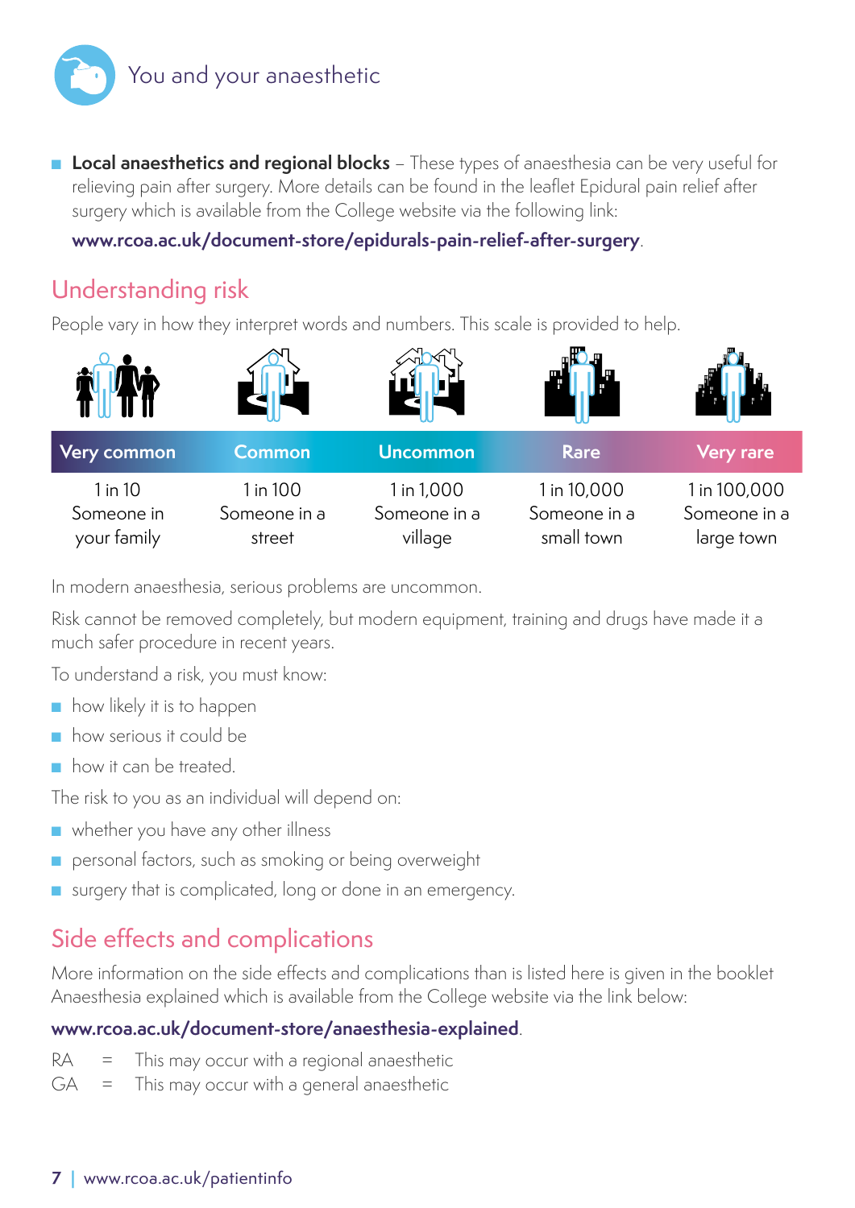- **Local anaesthetics and regional blocks** – These types of anaesthesia can be very useful for relieving pain after surgery. More details can be found in the leaflet Epidural pain relief after surgery which is available from the College website via the following link:

  **www.rcoa.ac.uk/document-store/epidurals-pain-relief-after-surgery**.

## Understanding risk

People vary in how they interpret words and numbers. This scale is provided to help.

| Very common | Common | Uncommon | Rare | Very rare |
|---|---|---|---|---|
| 1 in 10 Someone in your family | 1 in 100 Someone in a street | 1 in 1,000 Someone in a village | 1 in 10,000 Someone in a small town | 1 in 100,000 Someone in a large town |

In modern anaesthesia, serious problems are uncommon.

Risk cannot be removed completely, but modern equipment, training and drugs have made it a much safer procedure in recent years.

To understand a risk, you must know:

- how likely it is to happen
- how serious it could be
- how it can be treated.

The risk to you as an individual will depend on:

- whether you have any other illness
- personal factors, such as smoking or being overweight
- surgery that is complicated, long or done in an emergency.

## Side effects and complications

More information on the side effects and complications than is listed here is given in the booklet Anaesthesia explained which is available from the College website via the link below:

**www.rcoa.ac.uk/document-store/anaesthesia-explained**.

RA = This may occur with a regional anaesthetic

GA = This may occur with a general anaesthetic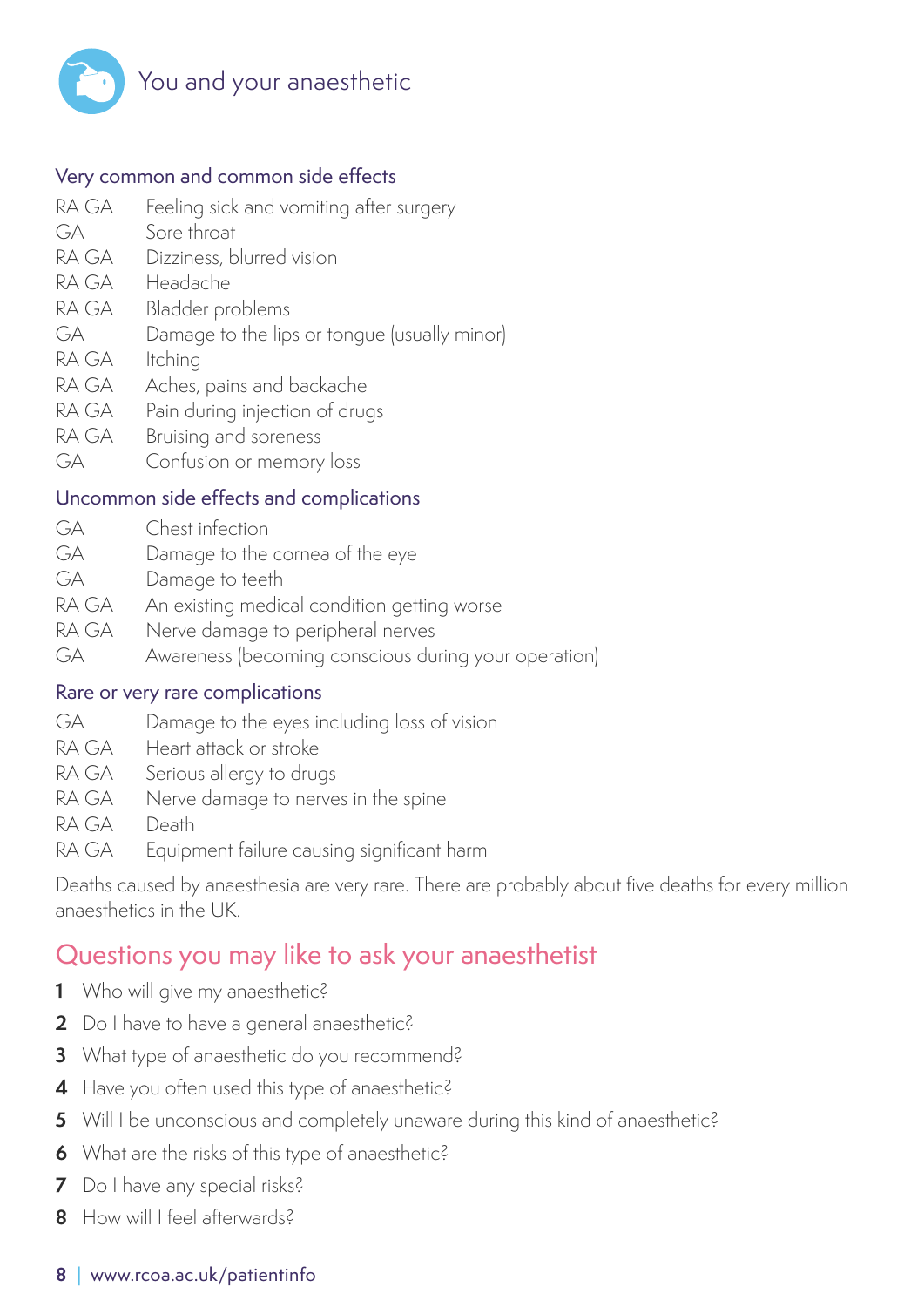### Very common and common side effects

| | |
|---|---|
| RA GA | Feeling sick and vomiting after surgery |
| GA | Sore throat |
| RA GA | Dizziness, blurred vision |
| RA GA | Headache |
| RA GA | Bladder problems |
| GA | Damage to the lips or tongue (usually minor) |
| RA GA | Itching |
| RA GA | Aches, pains and backache |
| RA GA | Pain during injection of drugs |
| RA GA | Bruising and soreness |
| GA | Confusion or memory loss |

### Uncommon side effects and complications

| | |
|---|---|
| GA | Chest infection |
| GA | Damage to the cornea of the eye |
| GA | Damage to teeth |
| RA GA | An existing medical condition getting worse |
| RA GA | Nerve damage to peripheral nerves |
| GA | Awareness (becoming conscious during your operation) |

### Rare or very rare complications

| | |
|---|---|
| GA | Damage to the eyes including loss of vision |
| RA GA | Heart attack or stroke |
| RA GA | Serious allergy to drugs |
| RA GA | Nerve damage to nerves in the spine |
| RA GA | Death |
| RA GA | Equipment failure causing significant harm |

Deaths caused by anaesthesia are very rare. There are probably about five deaths for every million anaesthetics in the UK.

## Questions you may like to ask your anaesthetist

1. Who will give my anaesthetic?
2. Do I have to have a general anaesthetic?
3. What type of anaesthetic do you recommend?
4. Have you often used this type of anaesthetic?
5. Will I be unconscious and completely unaware during this kind of anaesthetic?
6. What are the risks of this type of anaesthetic?
7. Do I have any special risks?
8. How will I feel afterwards?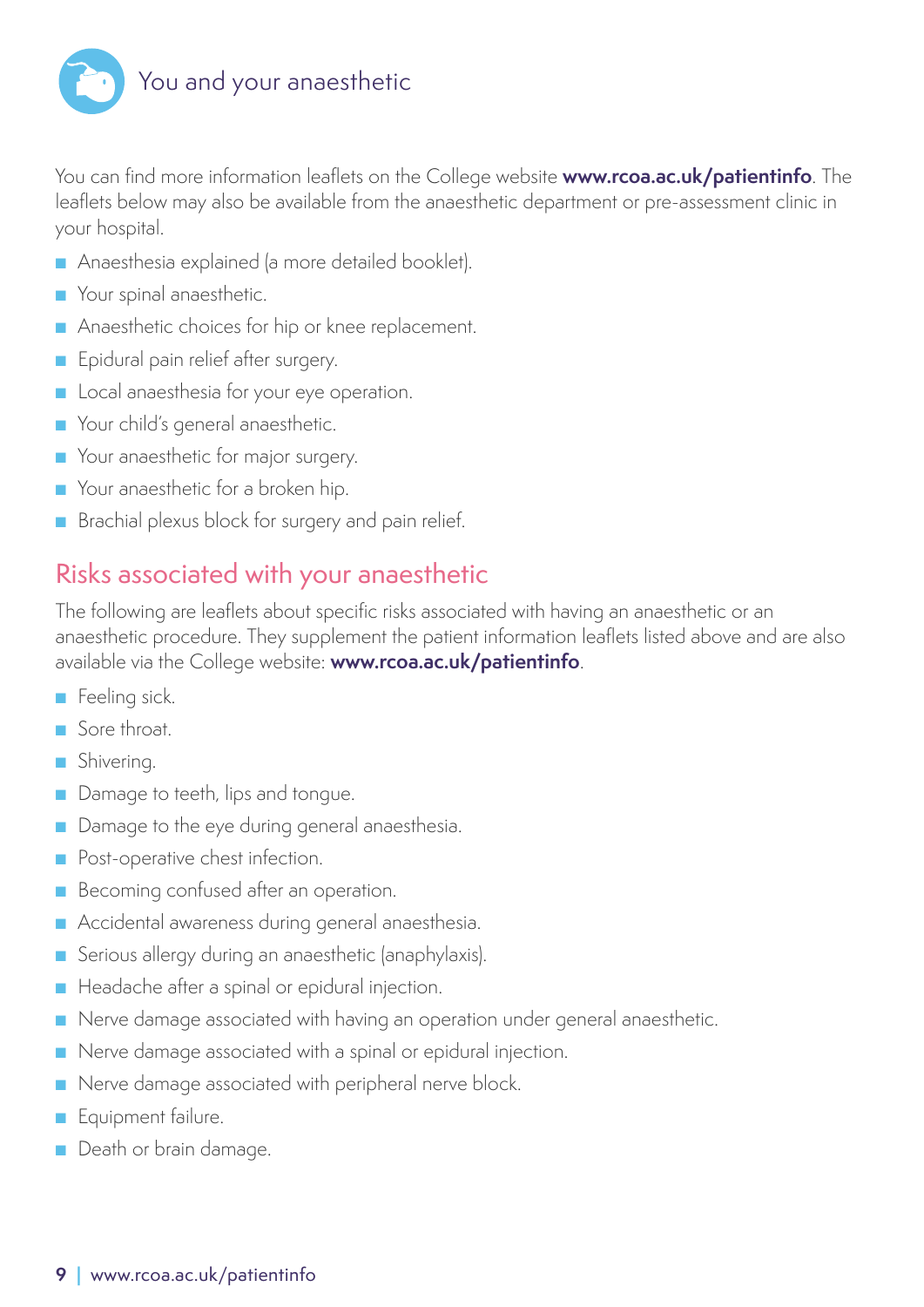You can find more information leaflets on the College website **www.rcoa.ac.uk/patientinfo**. The leaflets below may also be available from the anaesthetic department or pre-assessment clinic in your hospital.

- Anaesthesia explained (a more detailed booklet).
- Your spinal anaesthetic.
- Anaesthetic choices for hip or knee replacement.
- Epidural pain relief after surgery.
- Local anaesthesia for your eye operation.
- Your child's general anaesthetic.
- Your anaesthetic for major surgery.
- Your anaesthetic for a broken hip.
- Brachial plexus block for surgery and pain relief.

## Risks associated with your anaesthetic

The following are leaflets about specific risks associated with having an anaesthetic or an anaesthetic procedure. They supplement the patient information leaflets listed above and are also available via the College website: **www.rcoa.ac.uk/patientinfo**.

- Feeling sick.
- Sore throat.
- Shivering.
- Damage to teeth, lips and tongue.
- Damage to the eye during general anaesthesia.
- Post-operative chest infection.
- Becoming confused after an operation.
- Accidental awareness during general anaesthesia.
- Serious allergy during an anaesthetic (anaphylaxis).
- Headache after a spinal or epidural injection.
- Nerve damage associated with having an operation under general anaesthetic.
- Nerve damage associated with a spinal or epidural injection.
- Nerve damage associated with peripheral nerve block.
- Equipment failure.
- Death or brain damage.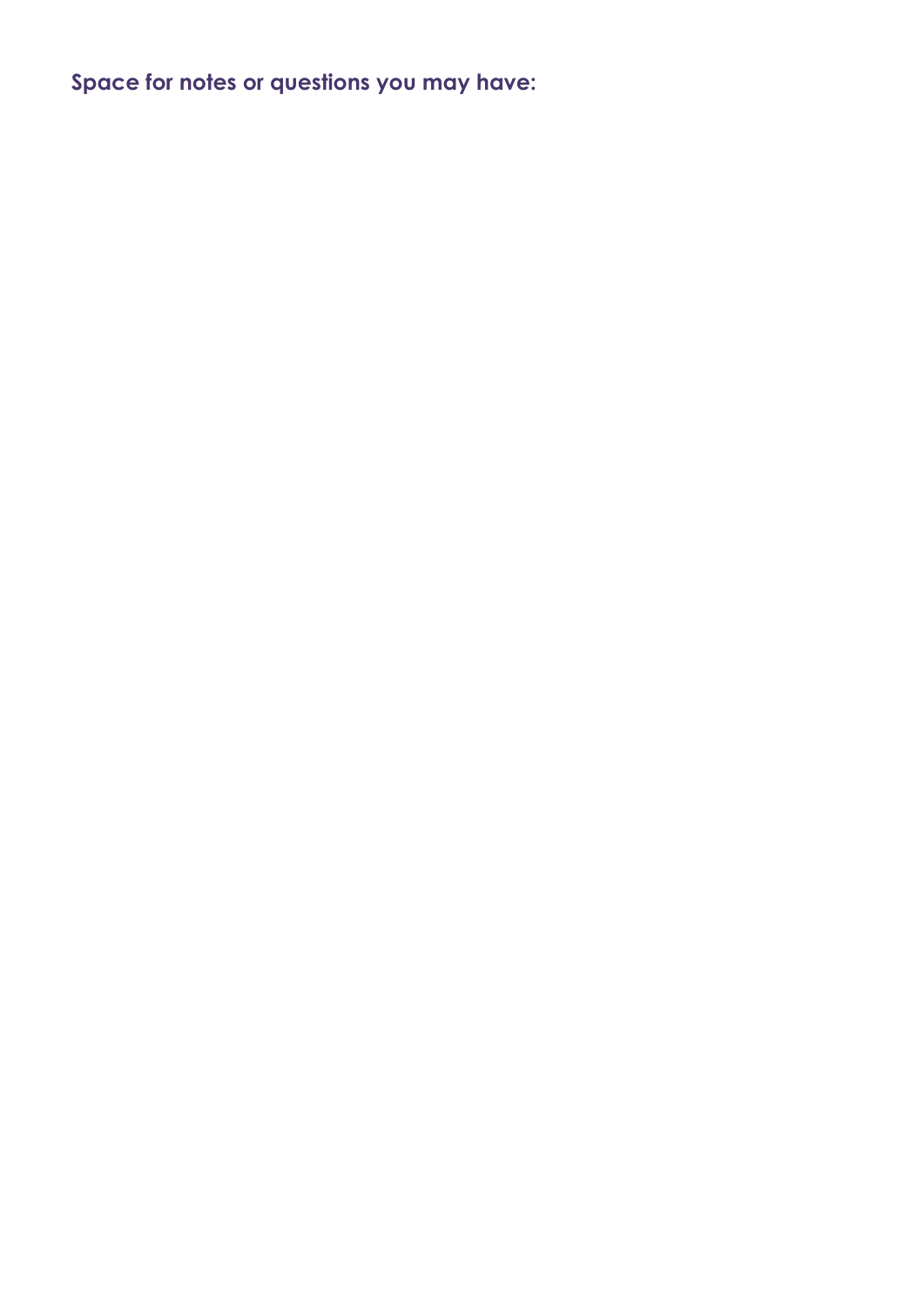**Space for notes or questions you may have:**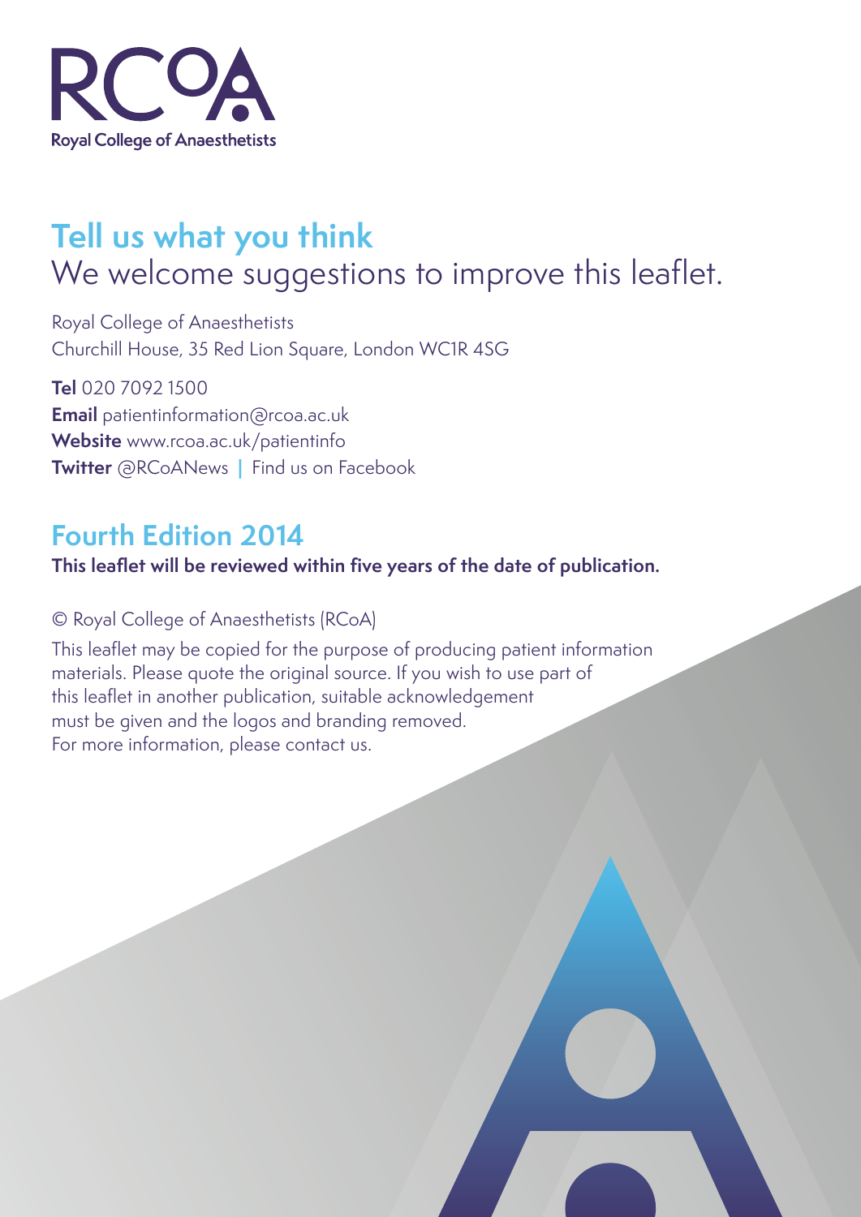Royal College of Anaesthetists

## Tell us what you think

We welcome suggestions to improve this leaflet.

Royal College of Anaesthetists
Churchill House, 35 Red Lion Square, London WC1R 4SG

**Tel** 020 7092 1500
**Email** patientinformation@rcoa.ac.uk
**Website** www.rcoa.ac.uk/patientinfo
**Twitter** @RCoANews | Find us on Facebook

## Fourth Edition 2014

**This leaflet will be reviewed within five years of the date of publication.**

© Royal College of Anaesthetists (RCoA)

This leaflet may be copied for the purpose of producing patient information materials. Please quote the original source. If you wish to use part of this leaflet in another publication, suitable acknowledgement must be given and the logos and branding removed. For more information, please contact us.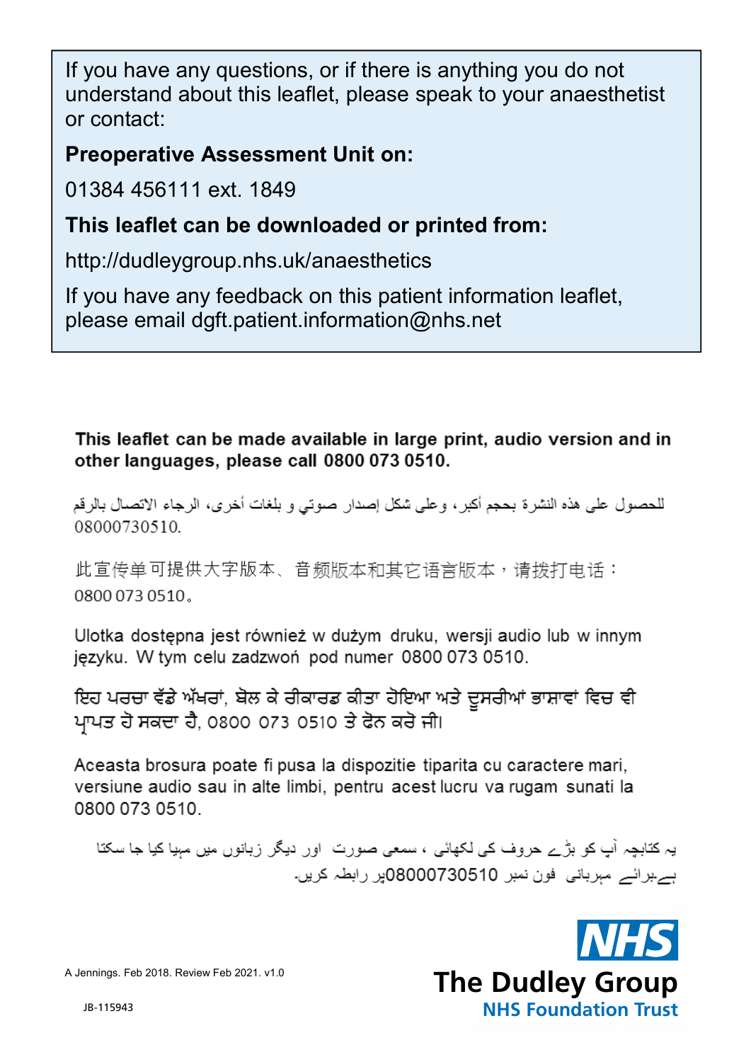If you have any questions, or if there is anything you do not understand about this leaflet, please speak to your anaesthetist or contact:

**Preoperative Assessment Unit on:**

01384 456111 ext. 1849

**This leaflet can be downloaded or printed from:**

http://dudleygroup.nhs.uk/anaesthetics

If you have any feedback on this patient information leaflet, please email dgft.patient.information@nhs.net

**This leaflet can be made available in large print, audio version and in other languages, please call 0800 073 0510.**

للحصول على هذه النشرة بحجم أكبر، وعلى شكل إصدار صوتي و بلغات أخرى، الرجاء الاتصال بالرقم 08000730510.

此宣传单可提供大字版本、音频版本和其它语言版本，请拨打电话：0800 073 0510。

Ulotka dostępna jest również w dużym druku, wersji audio lub w innym języku. W tym celu zadzwoń pod numer 0800 073 0510.

ਇਹ ਪਰਚਾ ਵੱਡੇ ਅੱਖਰਾਂ, ਬੋਲ ਕੇ ਰੀਕਾਰਡ ਕੀਤਾ ਹੋਇਆ ਅਤੇ ਦੂਸਰੀਆਂ ਭਾਸ਼ਾਵਾਂ ਵਿਚ ਵੀ ਪ੍ਰਾਪਤ ਹੋ ਸਕਦਾ ਹੈ, 0800 073 0510 ਤੇ ਫੋਨ ਕਰੋ ਜੀ।

Aceasta brosura poate fi pusa la dispozitie tiparita cu caractere mari, versiune audio sau in alte limbi, pentru acest lucru va rugam sunati la 0800 073 0510.

یہ کتابچہ آپ کو بڑے حروف کی لکھائی ، سمعی صورت اور دیگر زبانوں میں مہیا کیا جا سکتا ہے۔برائے مہربانی فون نمبر 08000730510پر رابطہ کریں۔

A Jennings. Feb 2018. Review Feb 2021. v1.0

JB-115943

NHS

**The Dudley Group**

**NHS Foundation Trust**